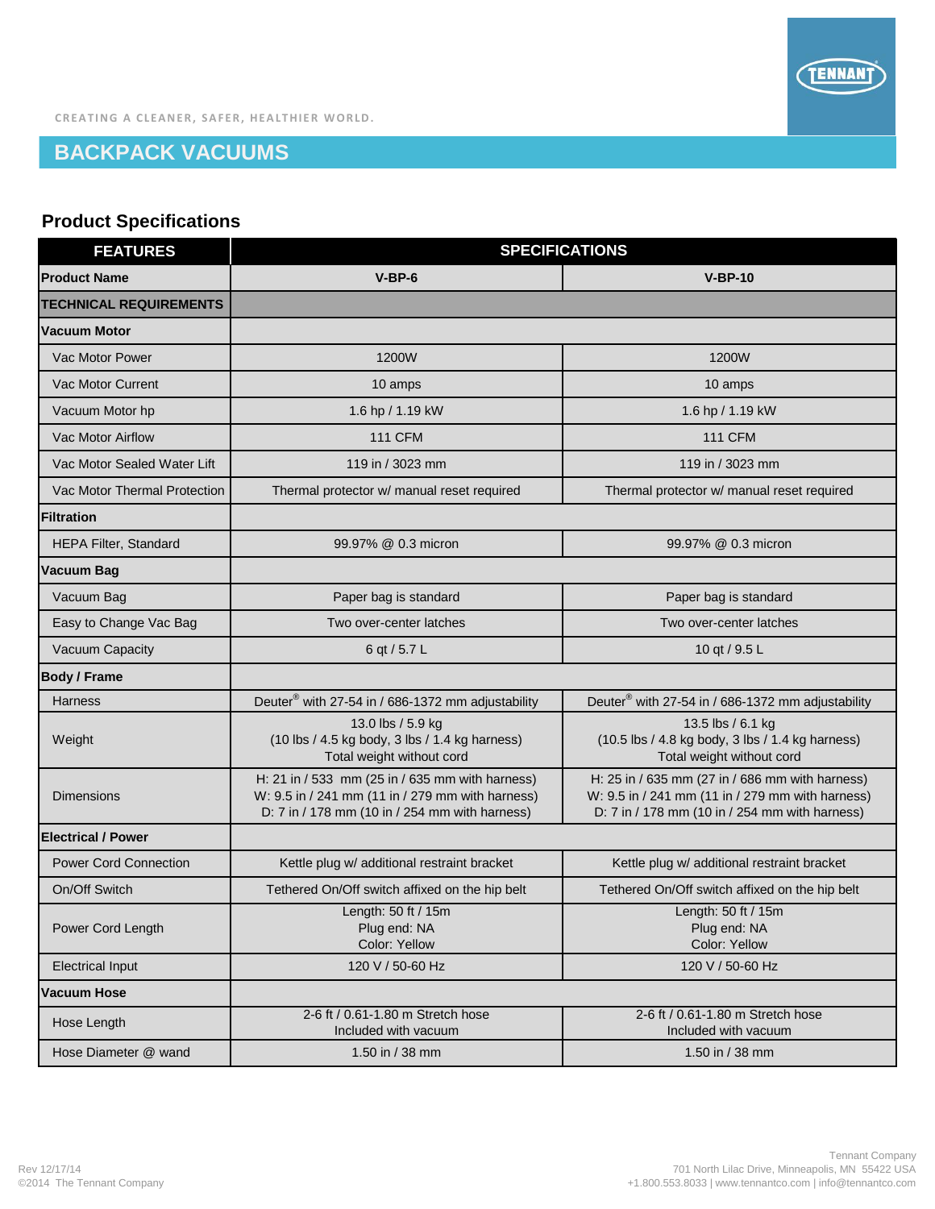CREATING A CLEANER, SAFER, HEALTHIER WORLD.

# BACKPACK VACUUMS

## Product Specifications

| FEATURES | SPECIFICATIONS | |
|---|---|---|
| **Product Name** | **V-BP-6** | **V-BP-10** |
| **TECHNICAL REQUIREMENTS** | | |
| **Vacuum Motor** | | |
| Vac Motor Power | 1200W | 1200W |
| Vac Motor Current | 10 amps | 10 amps |
| Vacuum Motor hp | 1.6 hp / 1.19 kW | 1.6 hp / 1.19 kW |
| Vac Motor Airflow | 111 CFM | 111 CFM |
| Vac Motor Sealed Water Lift | 119 in / 3023 mm | 119 in / 3023 mm |
| Vac Motor Thermal Protection | Thermal protector w/ manual reset required | Thermal protector w/ manual reset required |
| **Filtration** | | |
| HEPA Filter, Standard | 99.97% @ 0.3 micron | 99.97% @ 0.3 micron |
| **Vacuum Bag** | | |
| Vacuum Bag | Paper bag is standard | Paper bag is standard |
| Easy to Change Vac Bag | Two over-center latches | Two over-center latches |
| Vacuum Capacity | 6 qt / 5.7 L | 10 qt / 9.5 L |
| **Body / Frame** | | |
| Harness | Deuter® with 27-54 in / 686-1372 mm adjustability | Deuter® with 27-54 in / 686-1372 mm adjustability |
| Weight | 13.0 lbs / 5.9 kg<br>(10 lbs / 4.5 kg body, 3 lbs / 1.4 kg harness)<br>Total weight without cord | 13.5 lbs / 6.1 kg<br>(10.5 lbs / 4.8 kg body, 3 lbs / 1.4 kg harness)<br>Total weight without cord |
| Dimensions | H: 21 in / 533 mm (25 in / 635 mm with harness)<br>W: 9.5 in / 241 mm (11 in / 279 mm with harness)<br>D: 7 in / 178 mm (10 in / 254 mm with harness) | H: 25 in / 635 mm (27 in / 686 mm with harness)<br>W: 9.5 in / 241 mm (11 in / 279 mm with harness)<br>D: 7 in / 178 mm (10 in / 254 mm with harness) |
| **Electrical / Power** | | |
| Power Cord Connection | Kettle plug w/ additional restraint bracket | Kettle plug w/ additional restraint bracket |
| On/Off Switch | Tethered On/Off switch affixed on the hip belt | Tethered On/Off switch affixed on the hip belt |
| Power Cord Length | Length: 50 ft / 15m<br>Plug end: NA<br>Color: Yellow | Length: 50 ft / 15m<br>Plug end: NA<br>Color: Yellow |
| Electrical Input | 120 V / 50-60 Hz | 120 V / 50-60 Hz |
| **Vacuum Hose** | | |
| Hose Length | 2-6 ft / 0.61-1.80 m Stretch hose<br>Included with vacuum | 2-6 ft / 0.61-1.80 m Stretch hose<br>Included with vacuum |
| Hose Diameter @ wand | 1.50 in / 38 mm | 1.50 in / 38 mm |

Rev 12/17/14
©2014 The Tennant Company

Tennant Company
701 North Lilac Drive, Minneapolis, MN 55422 USA
+1.800.553.8033 | www.tennantco.com | info@tennantco.com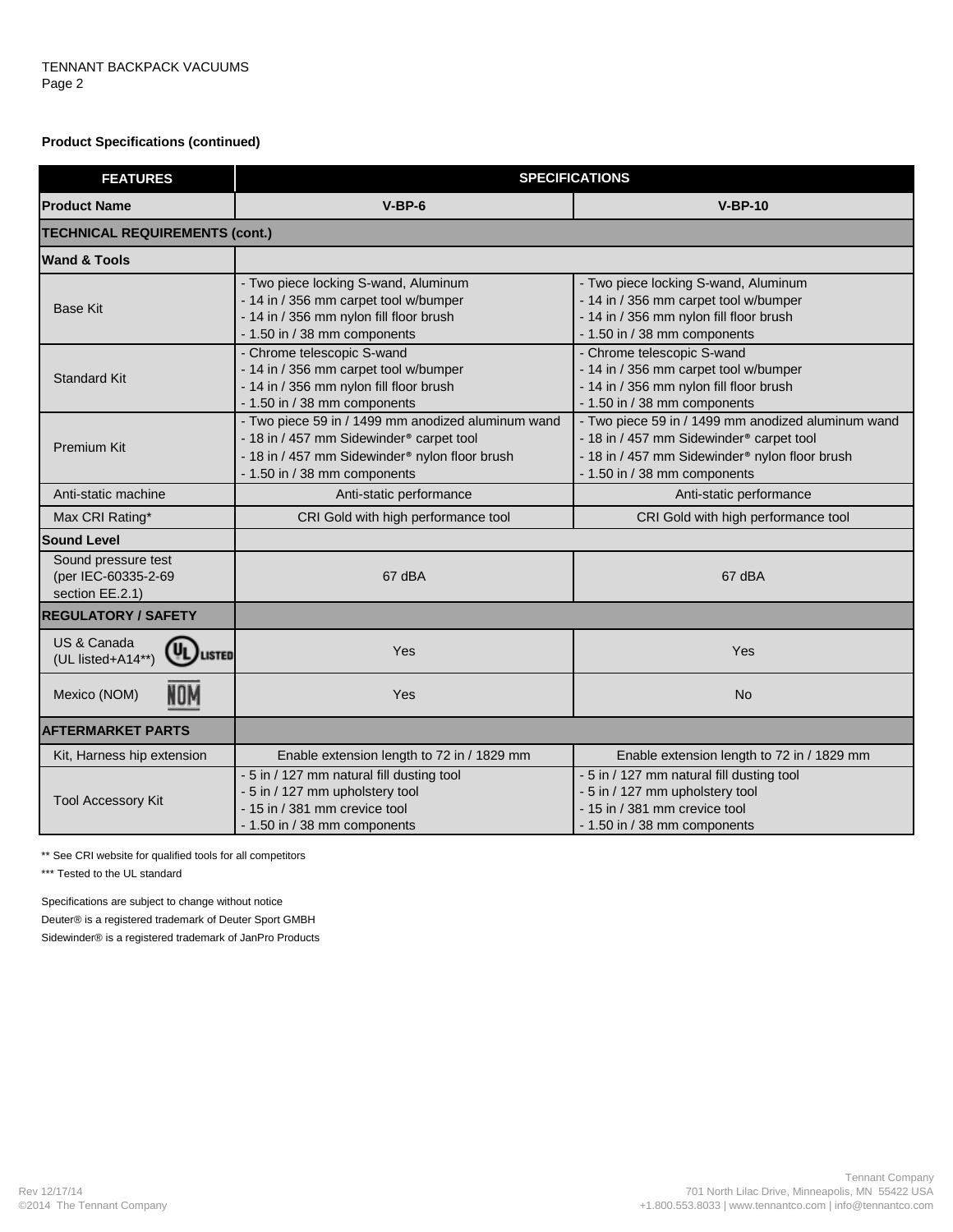**Product Specifications (continued)**

| FEATURES | SPECIFICATIONS | |
|---|---|---|
| **Product Name** | **V-BP-6** | **V-BP-10** |
| **TECHNICAL REQUIREMENTS (cont.)** | | |
| **Wand & Tools** | | |
| Base Kit | - Two piece locking S-wand, Aluminum<br>- 14 in / 356 mm carpet tool w/bumper<br>- 14 in / 356 mm nylon fill floor brush<br>- 1.50 in / 38 mm components | - Two piece locking S-wand, Aluminum<br>- 14 in / 356 mm carpet tool w/bumper<br>- 14 in / 356 mm nylon fill floor brush<br>- 1.50 in / 38 mm components |
| Standard Kit | - Chrome telescopic S-wand<br>- 14 in / 356 mm carpet tool w/bumper<br>- 14 in / 356 mm nylon fill floor brush<br>- 1.50 in / 38 mm components | - Chrome telescopic S-wand<br>- 14 in / 356 mm carpet tool w/bumper<br>- 14 in / 356 mm nylon fill floor brush<br>- 1.50 in / 38 mm components |
| Premium Kit | - Two piece 59 in / 1499 mm anodized aluminum wand<br>- 18 in / 457 mm Sidewinder® carpet tool<br>- 18 in / 457 mm Sidewinder® nylon floor brush<br>- 1.50 in / 38 mm components | - Two piece 59 in / 1499 mm anodized aluminum wand<br>- 18 in / 457 mm Sidewinder® carpet tool<br>- 18 in / 457 mm Sidewinder® nylon floor brush<br>- 1.50 in / 38 mm components |
| Anti-static machine | Anti-static performance | Anti-static performance |
| Max CRI Rating* | CRI Gold with high performance tool | CRI Gold with high performance tool |
| **Sound Level** | | |
| Sound pressure test (per IEC-60335-2-69 section EE.2.1) | 67 dBA | 67 dBA |
| **REGULATORY / SAFETY** | | |
| US & Canada (UL listed+A14**) UL LISTED | Yes | Yes |
| Mexico (NOM) NOM | Yes | No |
| **AFTERMARKET PARTS** | | |
| Kit, Harness hip extension | Enable extension length to 72 in / 1829 mm | Enable extension length to 72 in / 1829 mm |
| Tool Accessory Kit | - 5 in / 127 mm natural fill dusting tool<br>- 5 in / 127 mm upholstery tool<br>- 15 in / 381 mm crevice tool<br>- 1.50 in / 38 mm components | - 5 in / 127 mm natural fill dusting tool<br>- 5 in / 127 mm upholstery tool<br>- 15 in / 381 mm crevice tool<br>- 1.50 in / 38 mm components |

** See CRI website for qualified tools for all competitors

*** Tested to the UL standard

Specifications are subject to change without notice

Deuter® is a registered trademark of Deuter Sport GMBH

Sidewinder® is a registered trademark of JanPro Products

Rev 12/17/14
©2014 The Tennant Company

Tennant Company
701 North Lilac Drive, Minneapolis, MN 55422 USA
+1.800.553.8033 | www.tennantco.com | info@tennantco.com